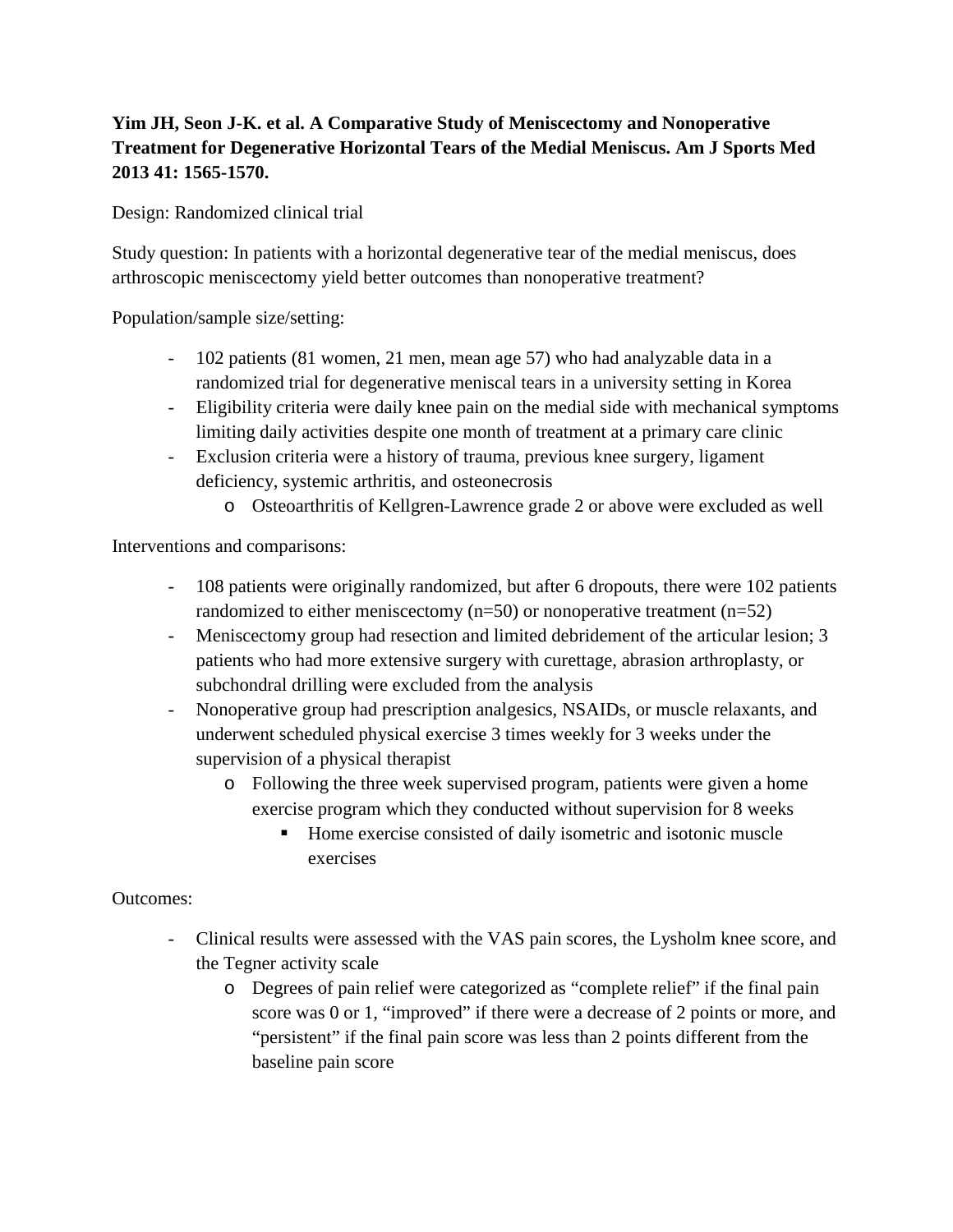**Yim JH, Seon J-K. et al. A Comparative Study of Meniscectomy and Nonoperative Treatment for Degenerative Horizontal Tears of the Medial Meniscus. Am J Sports Med 2013 41: 1565-1570.**

Design: Randomized clinical trial

Study question: In patients with a horizontal degenerative tear of the medial meniscus, does arthroscopic meniscectomy yield better outcomes than nonoperative treatment?

Population/sample size/setting:

- 102 patients (81 women, 21 men, mean age 57) who had analyzable data in a randomized trial for degenerative meniscal tears in a university setting in Korea
- Eligibility criteria were daily knee pain on the medial side with mechanical symptoms limiting daily activities despite one month of treatment at a primary care clinic
- Exclusion criteria were a history of trauma, previous knee surgery, ligament deficiency, systemic arthritis, and osteonecrosis
    - Osteoarthritis of Kellgren-Lawrence grade 2 or above were excluded as well

Interventions and comparisons:

- 108 patients were originally randomized, but after 6 dropouts, there were 102 patients randomized to either meniscectomy (n=50) or nonoperative treatment (n=52)
- Meniscectomy group had resection and limited debridement of the articular lesion; 3 patients who had more extensive surgery with curettage, abrasion arthroplasty, or subchondral drilling were excluded from the analysis
- Nonoperative group had prescription analgesics, NSAIDs, or muscle relaxants, and underwent scheduled physical exercise 3 times weekly for 3 weeks under the supervision of a physical therapist
    - Following the three week supervised program, patients were given a home exercise program which they conducted without supervision for 8 weeks
        - Home exercise consisted of daily isometric and isotonic muscle exercises

Outcomes:

- Clinical results were assessed with the VAS pain scores, the Lysholm knee score, and the Tegner activity scale
    - Degrees of pain relief were categorized as "complete relief" if the final pain score was 0 or 1, "improved" if there were a decrease of 2 points or more, and "persistent" if the final pain score was less than 2 points different from the baseline pain score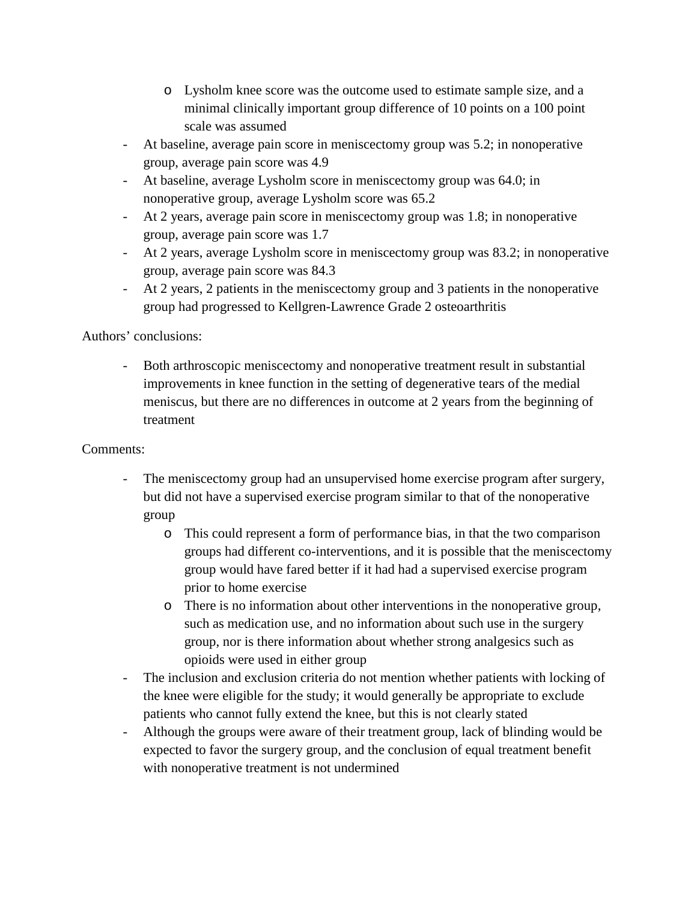- Lysholm knee score was the outcome used to estimate sample size, and a minimal clinically important group difference of 10 points on a 100 point scale was assumed
- At baseline, average pain score in meniscectomy group was 5.2; in nonoperative group, average pain score was 4.9
- At baseline, average Lysholm score in meniscectomy group was 64.0; in nonoperative group, average Lysholm score was 65.2
- At 2 years, average pain score in meniscectomy group was 1.8; in nonoperative group, average pain score was 1.7
- At 2 years, average Lysholm score in meniscectomy group was 83.2; in nonoperative group, average pain score was 84.3
- At 2 years, 2 patients in the meniscectomy group and 3 patients in the nonoperative group had progressed to Kellgren-Lawrence Grade 2 osteoarthritis

Authors' conclusions:

- Both arthroscopic meniscectomy and nonoperative treatment result in substantial improvements in knee function in the setting of degenerative tears of the medial meniscus, but there are no differences in outcome at 2 years from the beginning of treatment

Comments:

- The meniscectomy group had an unsupervised home exercise program after surgery, but did not have a supervised exercise program similar to that of the nonoperative group
    - This could represent a form of performance bias, in that the two comparison groups had different co-interventions, and it is possible that the meniscectomy group would have fared better if it had had a supervised exercise program prior to home exercise
    - There is no information about other interventions in the nonoperative group, such as medication use, and no information about such use in the surgery group, nor is there information about whether strong analgesics such as opioids were used in either group
- The inclusion and exclusion criteria do not mention whether patients with locking of the knee were eligible for the study; it would generally be appropriate to exclude patients who cannot fully extend the knee, but this is not clearly stated
- Although the groups were aware of their treatment group, lack of blinding would be expected to favor the surgery group, and the conclusion of equal treatment benefit with nonoperative treatment is not undermined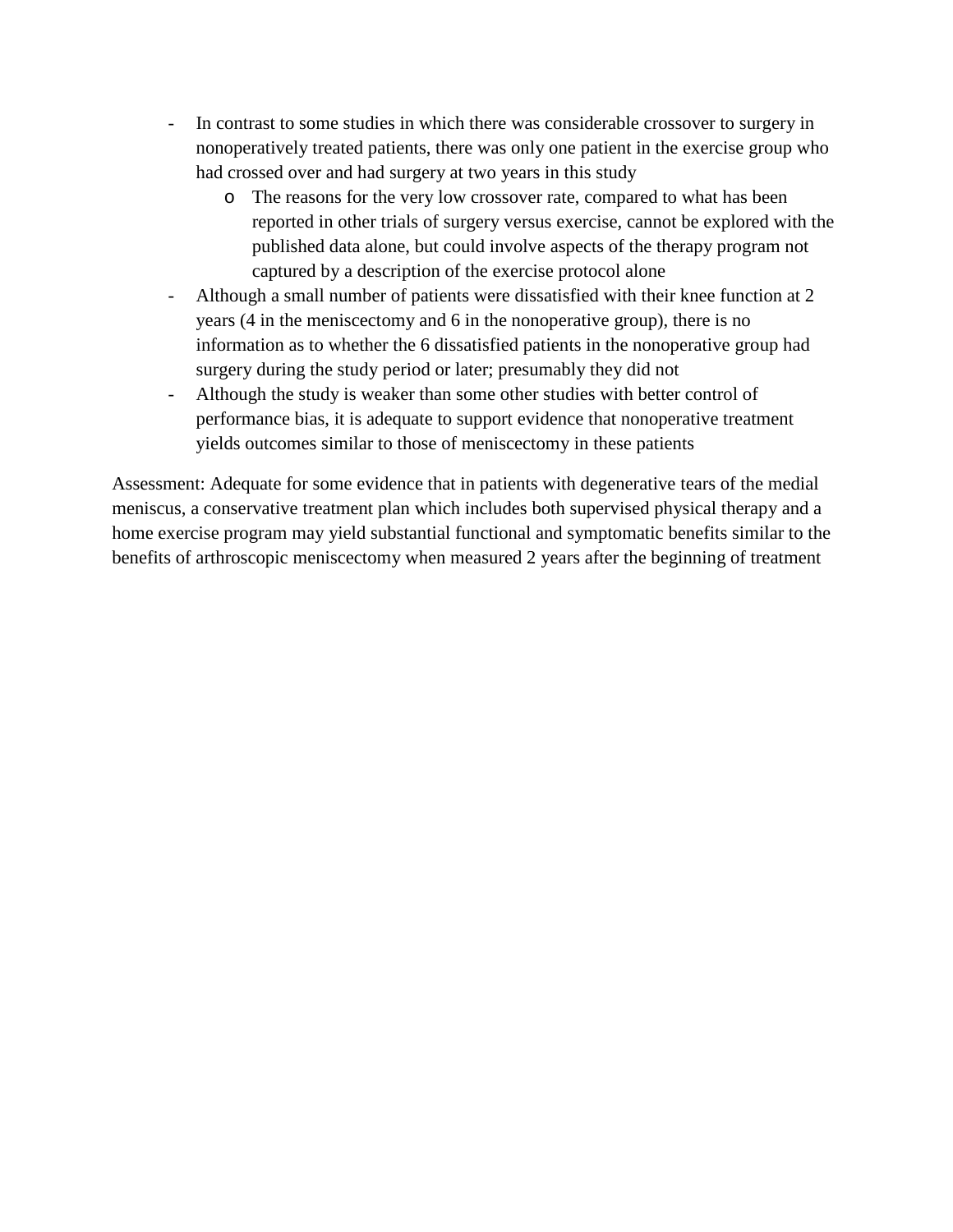- In contrast to some studies in which there was considerable crossover to surgery in nonoperatively treated patients, there was only one patient in the exercise group who had crossed over and had surgery at two years in this study
    - The reasons for the very low crossover rate, compared to what has been reported in other trials of surgery versus exercise, cannot be explored with the published data alone, but could involve aspects of the therapy program not captured by a description of the exercise protocol alone
- Although a small number of patients were dissatisfied with their knee function at 2 years (4 in the meniscectomy and 6 in the nonoperative group), there is no information as to whether the 6 dissatisfied patients in the nonoperative group had surgery during the study period or later; presumably they did not
- Although the study is weaker than some other studies with better control of performance bias, it is adequate to support evidence that nonoperative treatment yields outcomes similar to those of meniscectomy in these patients

Assessment: Adequate for some evidence that in patients with degenerative tears of the medial meniscus, a conservative treatment plan which includes both supervised physical therapy and a home exercise program may yield substantial functional and symptomatic benefits similar to the benefits of arthroscopic meniscectomy when measured 2 years after the beginning of treatment